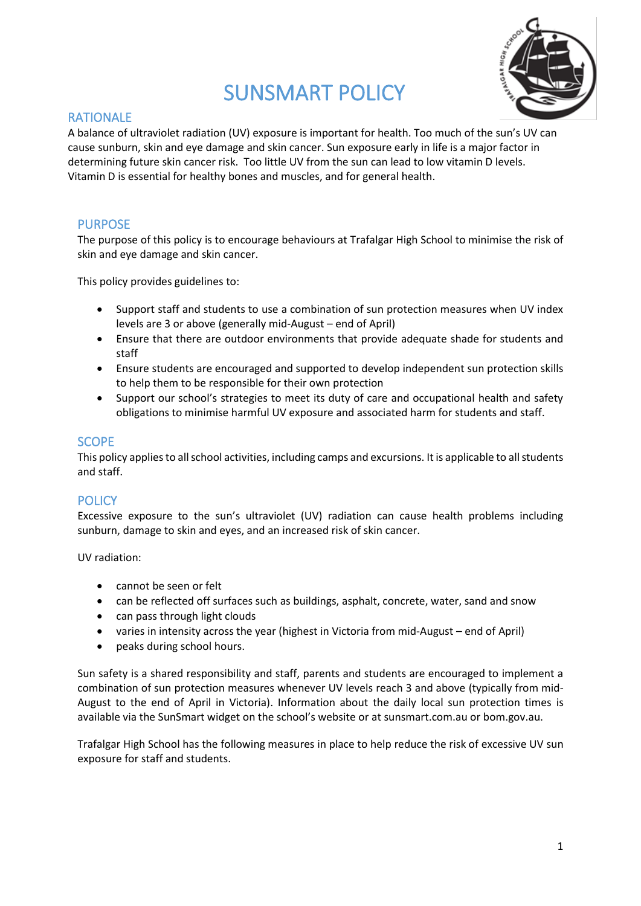# SUNSMART POLICY

## RATIONALE

A balance of ultraviolet radiation (UV) exposure is important for health. Too much of the sun's UV can cause sunburn, skin and eye damage and skin cancer. Sun exposure early in life is a major factor in determining future skin cancer risk. Too little UV from the sun can lead to low vitamin D levels. Vitamin D is essential for healthy bones and muscles, and for general health.

## PURPOSE

The purpose of this policy is to encourage behaviours at Trafalgar High School to minimise the risk of skin and eye damage and skin cancer.

This policy provides guidelines to:

- Support staff and students to use a combination of sun protection measures when UV index levels are 3 or above (generally mid-August – end of April)
- Ensure that there are outdoor environments that provide adequate shade for students and staff
- Ensure students are encouraged and supported to develop independent sun protection skills to help them to be responsible for their own protection
- Support our school's strategies to meet its duty of care and occupational health and safety obligations to minimise harmful UV exposure and associated harm for students and staff.

## SCOPE

This policy applies to all school activities, including camps and excursions. It is applicable to all students and staff.

## POLICY

Excessive exposure to the sun's ultraviolet (UV) radiation can cause health problems including sunburn, damage to skin and eyes, and an increased risk of skin cancer.

UV radiation:

- cannot be seen or felt
- can be reflected off surfaces such as buildings, asphalt, concrete, water, sand and snow
- can pass through light clouds
- varies in intensity across the year (highest in Victoria from mid-August – end of April)
- peaks during school hours.

Sun safety is a shared responsibility and staff, parents and students are encouraged to implement a combination of sun protection measures whenever UV levels reach 3 and above (typically from mid-August to the end of April in Victoria). Information about the daily local sun protection times is available via the SunSmart widget on the school's website or at sunsmart.com.au or bom.gov.au.

Trafalgar High School has the following measures in place to help reduce the risk of excessive UV sun exposure for staff and students.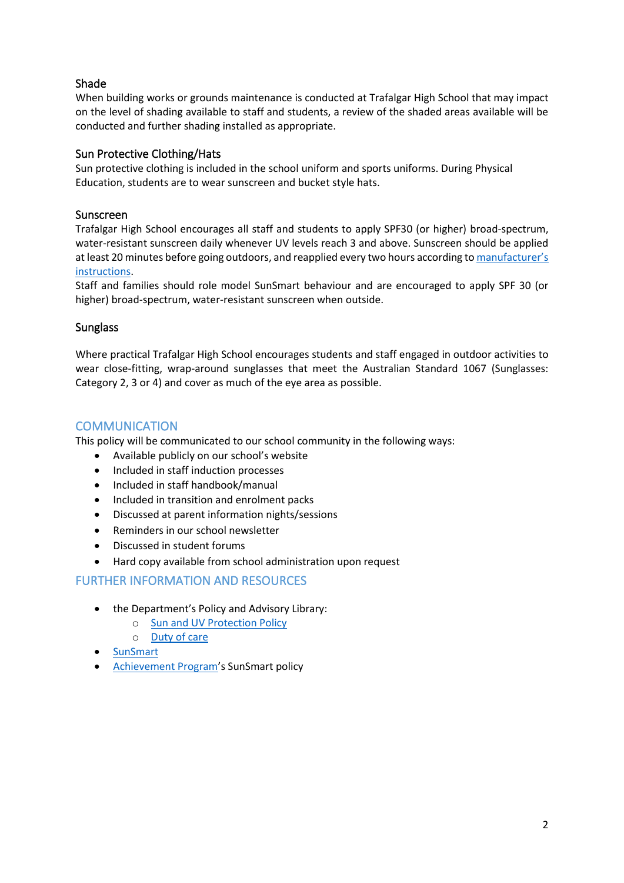### Shade

When building works or grounds maintenance is conducted at Trafalgar High School that may impact on the level of shading available to staff and students, a review of the shaded areas available will be conducted and further shading installed as appropriate.

### Sun Protective Clothing/Hats

Sun protective clothing is included in the school uniform and sports uniforms. During Physical Education, students are to wear sunscreen and bucket style hats.

### Sunscreen

Trafalgar High School encourages all staff and students to apply SPF30 (or higher) broad-spectrum, water-resistant sunscreen daily whenever UV levels reach 3 and above. Sunscreen should be applied at least 20 minutes before going outdoors, and reapplied every two hours according to [manufacturer's instructions](manufacturer's instructions).

Staff and families should role model SunSmart behaviour and are encouraged to apply SPF 30 (or higher) broad-spectrum, water-resistant sunscreen when outside.

### Sunglass

Where practical Trafalgar High School encourages students and staff engaged in outdoor activities to wear close-fitting, wrap-around sunglasses that meet the Australian Standard 1067 (Sunglasses: Category 2, 3 or 4) and cover as much of the eye area as possible.

## COMMUNICATION

This policy will be communicated to our school community in the following ways:

- Available publicly on our school's website
- Included in staff induction processes
- Included in staff handbook/manual
- Included in transition and enrolment packs
- Discussed at parent information nights/sessions
- Reminders in our school newsletter
- Discussed in student forums
- Hard copy available from school administration upon request

## FURTHER INFORMATION AND RESOURCES

- the Department's Policy and Advisory Library:
  - Sun and UV Protection Policy
  - Duty of care
- SunSmart
- Achievement Program's SunSmart policy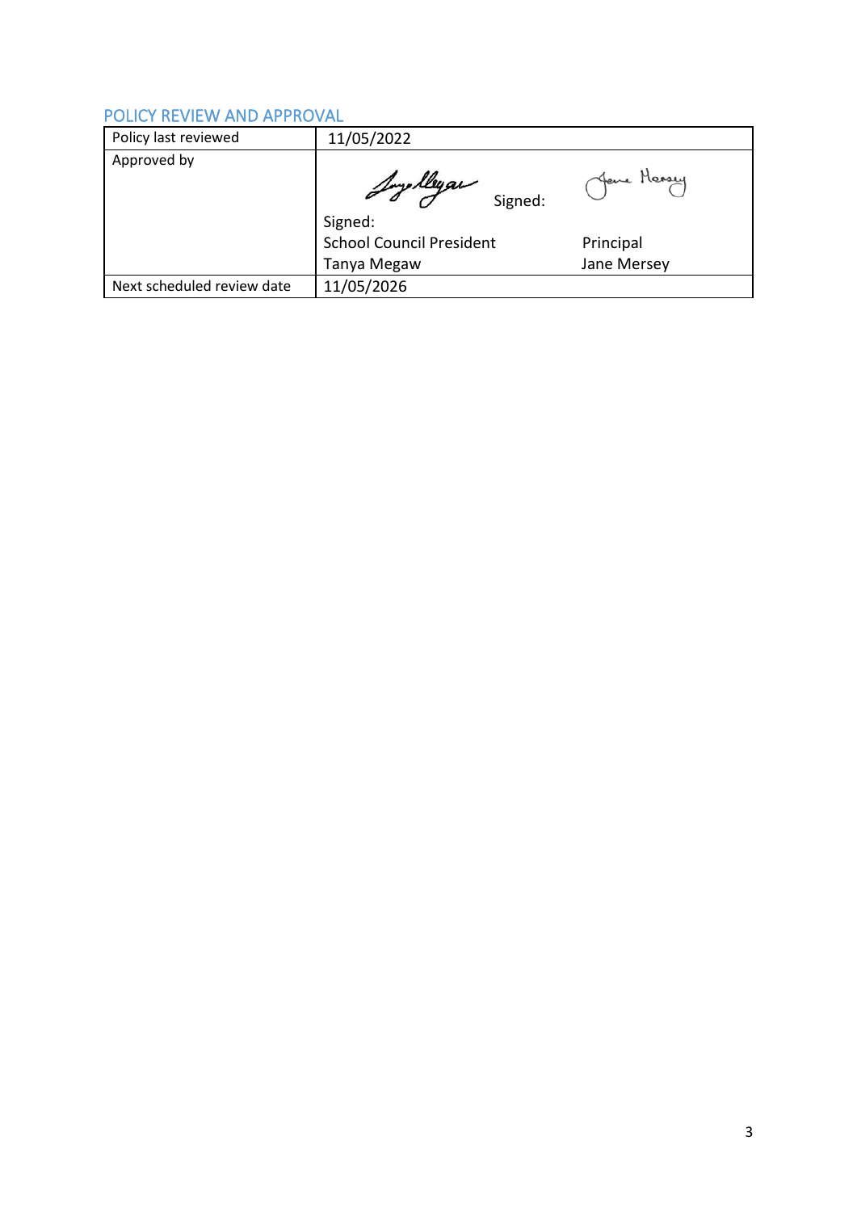## POLICY REVIEW AND APPROVAL

| | |
|---|---|
| Policy last reviewed | 11/05/2022 |
| Approved by | Signed: School Council President Tanya Megaw<br>Signed: Principal Jane Mersey |
| Next scheduled review date | 11/05/2026 |